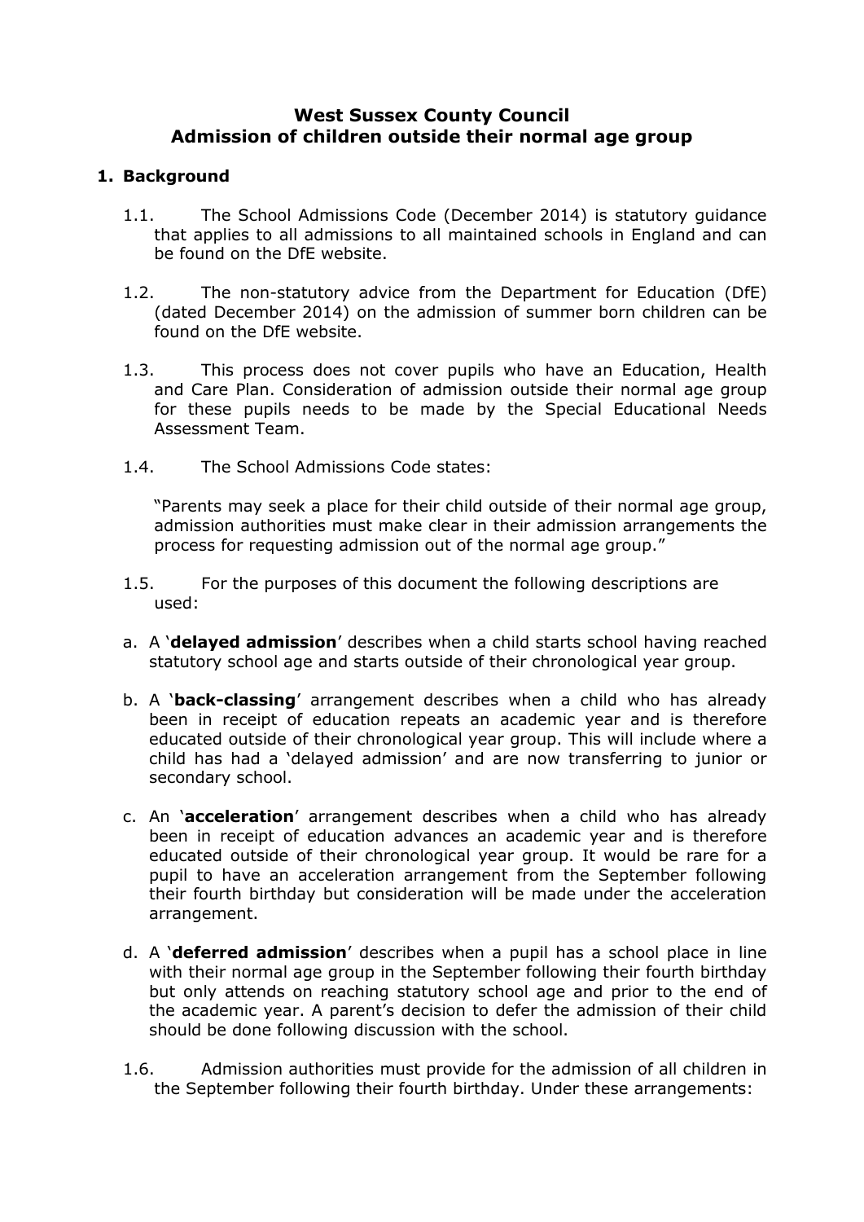# West Sussex County Council
# Admission of children outside their normal age group

## 1. Background

1.1. The School Admissions Code (December 2014) is statutory guidance that applies to all admissions to all maintained schools in England and can be found on the DfE website.

1.2. The non-statutory advice from the Department for Education (DfE) (dated December 2014) on the admission of summer born children can be found on the DfE website.

1.3. This process does not cover pupils who have an Education, Health and Care Plan. Consideration of admission outside their normal age group for these pupils needs to be made by the Special Educational Needs Assessment Team.

1.4. The School Admissions Code states:

"Parents may seek a place for their child outside of their normal age group, admission authorities must make clear in their admission arrangements the process for requesting admission out of the normal age group."

1.5. For the purposes of this document the following descriptions are used:

a. A '**delayed admission**' describes when a child starts school having reached statutory school age and starts outside of their chronological year group.

b. A '**back-classing**' arrangement describes when a child who has already been in receipt of education repeats an academic year and is therefore educated outside of their chronological year group. This will include where a child has had a 'delayed admission' and are now transferring to junior or secondary school.

c. An '**acceleration**' arrangement describes when a child who has already been in receipt of education advances an academic year and is therefore educated outside of their chronological year group. It would be rare for a pupil to have an acceleration arrangement from the September following their fourth birthday but consideration will be made under the acceleration arrangement.

d. A '**deferred admission**' describes when a pupil has a school place in line with their normal age group in the September following their fourth birthday but only attends on reaching statutory school age and prior to the end of the academic year. A parent's decision to defer the admission of their child should be done following discussion with the school.

1.6. Admission authorities must provide for the admission of all children in the September following their fourth birthday. Under these arrangements: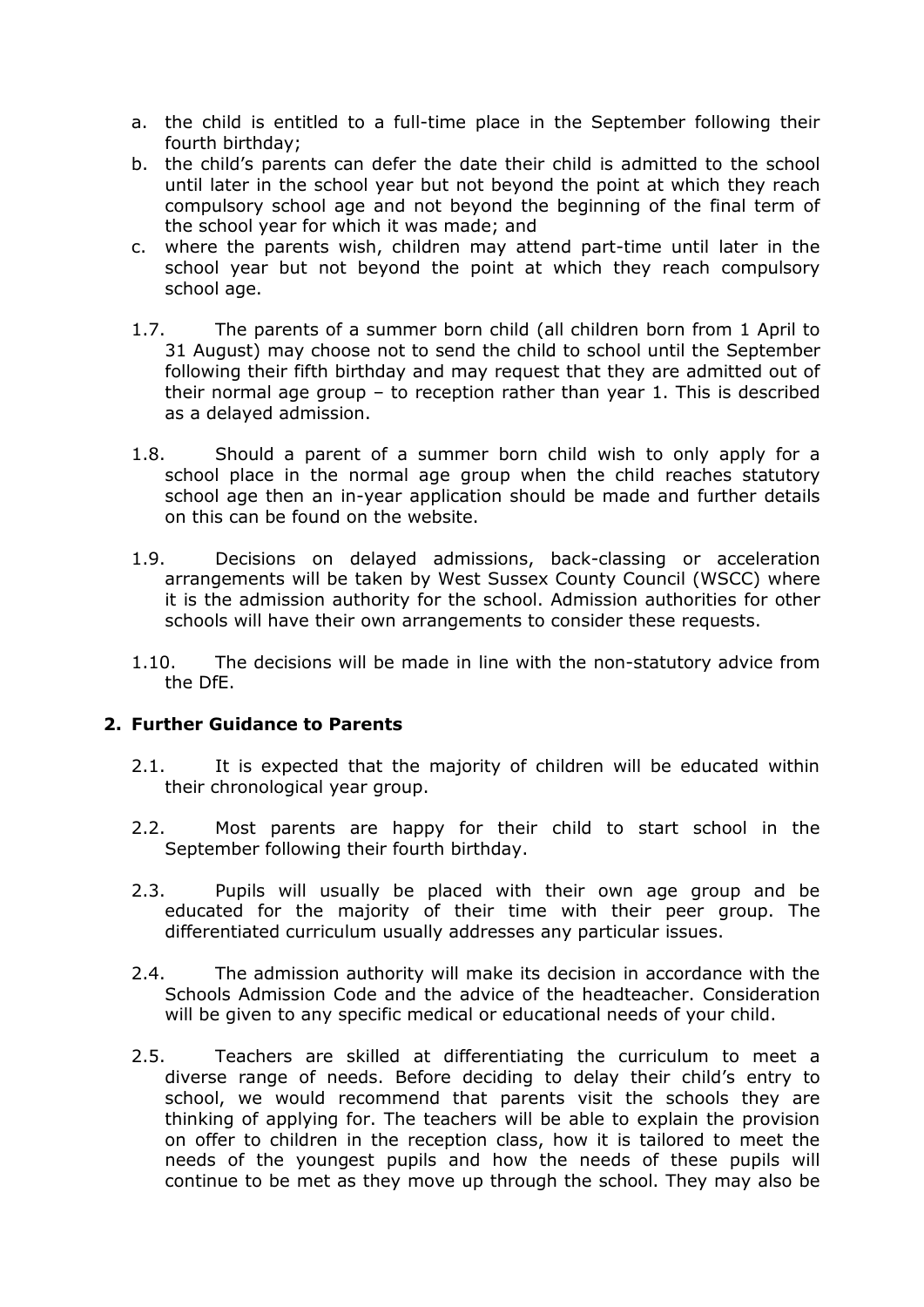a. the child is entitled to a full-time place in the September following their fourth birthday;
b. the child's parents can defer the date their child is admitted to the school until later in the school year but not beyond the point at which they reach compulsory school age and not beyond the beginning of the final term of the school year for which it was made; and
c. where the parents wish, children may attend part-time until later in the school year but not beyond the point at which they reach compulsory school age.

1.7. The parents of a summer born child (all children born from 1 April to 31 August) may choose not to send the child to school until the September following their fifth birthday and may request that they are admitted out of their normal age group – to reception rather than year 1. This is described as a delayed admission.

1.8. Should a parent of a summer born child wish to only apply for a school place in the normal age group when the child reaches statutory school age then an in-year application should be made and further details on this can be found on the website.

1.9. Decisions on delayed admissions, back-classing or acceleration arrangements will be taken by West Sussex County Council (WSCC) where it is the admission authority for the school. Admission authorities for other schools will have their own arrangements to consider these requests.

1.10. The decisions will be made in line with the non-statutory advice from the DfE.

## 2. Further Guidance to Parents

2.1. It is expected that the majority of children will be educated within their chronological year group.

2.2. Most parents are happy for their child to start school in the September following their fourth birthday.

2.3. Pupils will usually be placed with their own age group and be educated for the majority of their time with their peer group. The differentiated curriculum usually addresses any particular issues.

2.4. The admission authority will make its decision in accordance with the Schools Admission Code and the advice of the headteacher. Consideration will be given to any specific medical or educational needs of your child.

2.5. Teachers are skilled at differentiating the curriculum to meet a diverse range of needs. Before deciding to delay their child's entry to school, we would recommend that parents visit the schools they are thinking of applying for. The teachers will be able to explain the provision on offer to children in the reception class, how it is tailored to meet the needs of the youngest pupils and how the needs of these pupils will continue to be met as they move up through the school. They may also be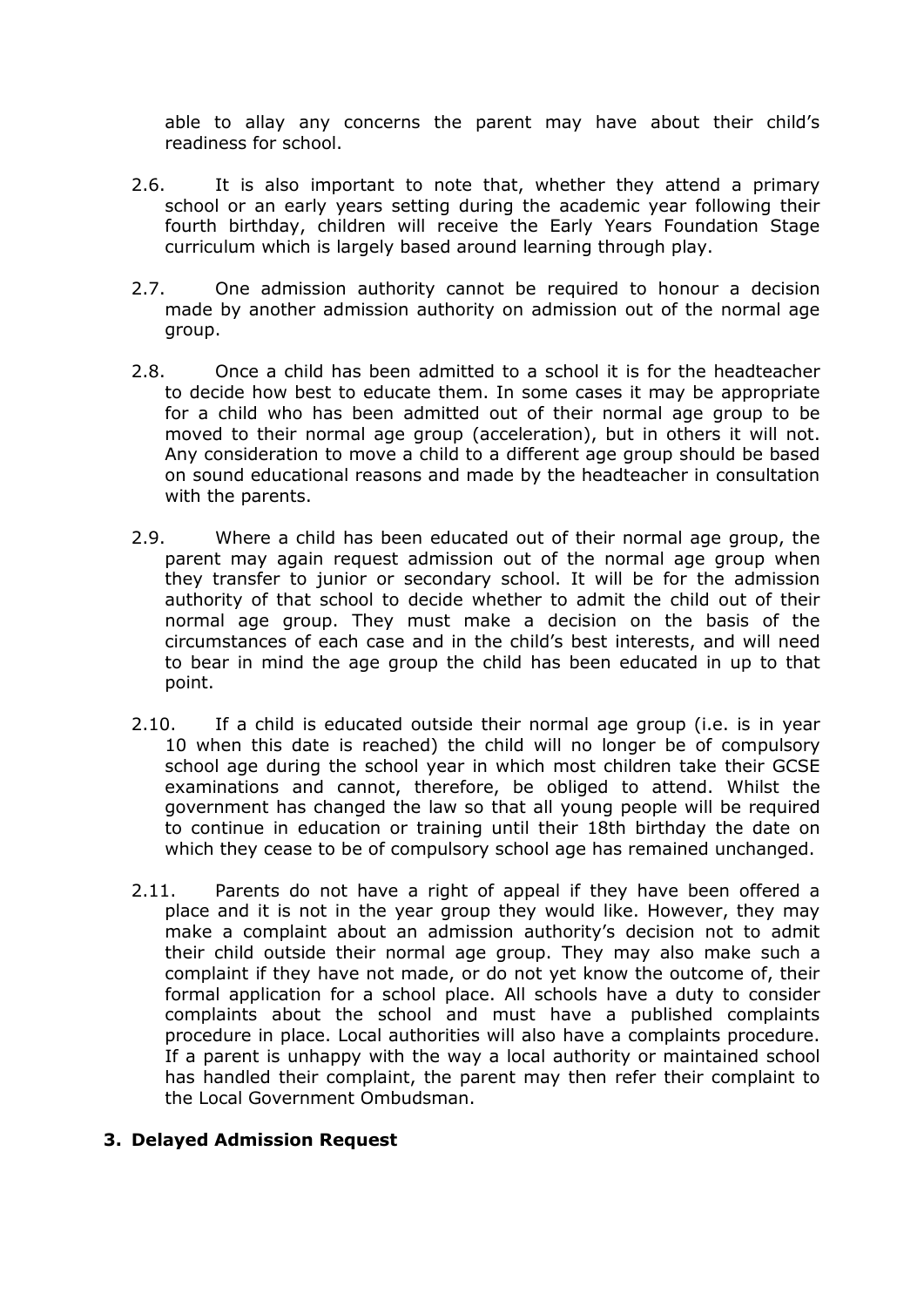able to allay any concerns the parent may have about their child's readiness for school.

2.6. It is also important to note that, whether they attend a primary school or an early years setting during the academic year following their fourth birthday, children will receive the Early Years Foundation Stage curriculum which is largely based around learning through play.

2.7. One admission authority cannot be required to honour a decision made by another admission authority on admission out of the normal age group.

2.8. Once a child has been admitted to a school it is for the headteacher to decide how best to educate them. In some cases it may be appropriate for a child who has been admitted out of their normal age group to be moved to their normal age group (acceleration), but in others it will not. Any consideration to move a child to a different age group should be based on sound educational reasons and made by the headteacher in consultation with the parents.

2.9. Where a child has been educated out of their normal age group, the parent may again request admission out of the normal age group when they transfer to junior or secondary school. It will be for the admission authority of that school to decide whether to admit the child out of their normal age group. They must make a decision on the basis of the circumstances of each case and in the child's best interests, and will need to bear in mind the age group the child has been educated in up to that point.

2.10. If a child is educated outside their normal age group (i.e. is in year 10 when this date is reached) the child will no longer be of compulsory school age during the school year in which most children take their GCSE examinations and cannot, therefore, be obliged to attend. Whilst the government has changed the law so that all young people will be required to continue in education or training until their 18th birthday the date on which they cease to be of compulsory school age has remained unchanged.

2.11. Parents do not have a right of appeal if they have been offered a place and it is not in the year group they would like. However, they may make a complaint about an admission authority's decision not to admit their child outside their normal age group. They may also make such a complaint if they have not made, or do not yet know the outcome of, their formal application for a school place. All schools have a duty to consider complaints about the school and must have a published complaints procedure in place. Local authorities will also have a complaints procedure. If a parent is unhappy with the way a local authority or maintained school has handled their complaint, the parent may then refer their complaint to the Local Government Ombudsman.

## 3. Delayed Admission Request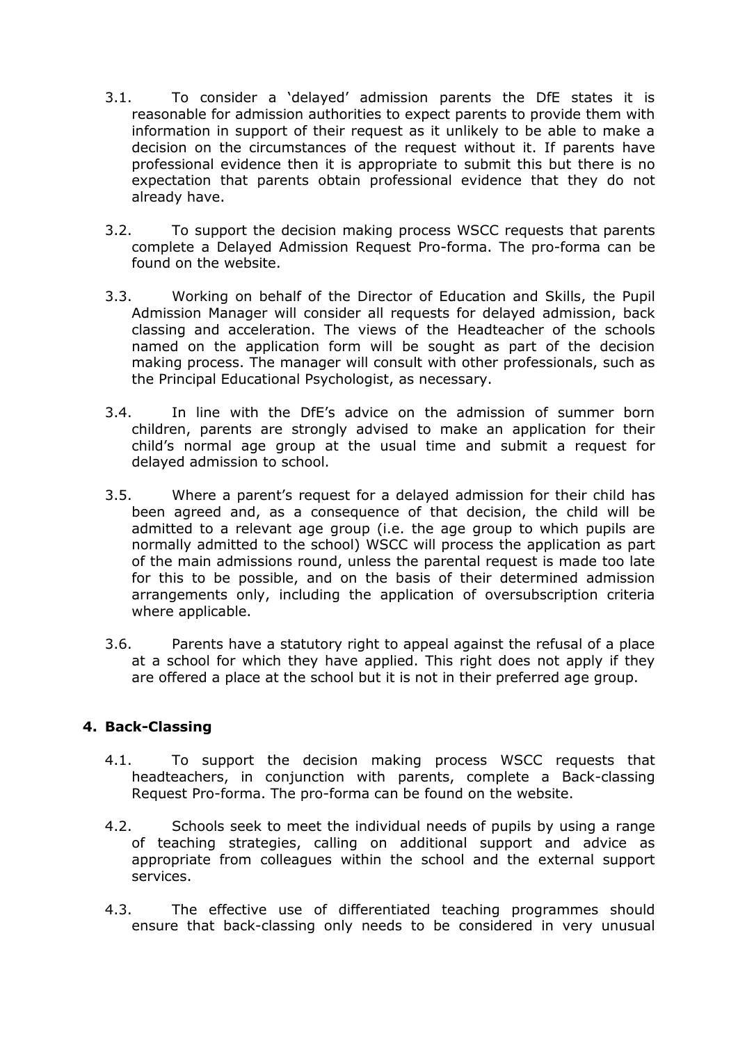3.1. To consider a 'delayed' admission parents the DfE states it is reasonable for admission authorities to expect parents to provide them with information in support of their request as it unlikely to be able to make a decision on the circumstances of the request without it. If parents have professional evidence then it is appropriate to submit this but there is no expectation that parents obtain professional evidence that they do not already have.

3.2. To support the decision making process WSCC requests that parents complete a Delayed Admission Request Pro-forma. The pro-forma can be found on the website.

3.3. Working on behalf of the Director of Education and Skills, the Pupil Admission Manager will consider all requests for delayed admission, back classing and acceleration. The views of the Headteacher of the schools named on the application form will be sought as part of the decision making process. The manager will consult with other professionals, such as the Principal Educational Psychologist, as necessary.

3.4. In line with the DfE's advice on the admission of summer born children, parents are strongly advised to make an application for their child's normal age group at the usual time and submit a request for delayed admission to school.

3.5. Where a parent's request for a delayed admission for their child has been agreed and, as a consequence of that decision, the child will be admitted to a relevant age group (i.e. the age group to which pupils are normally admitted to the school) WSCC will process the application as part of the main admissions round, unless the parental request is made too late for this to be possible, and on the basis of their determined admission arrangements only, including the application of oversubscription criteria where applicable.

3.6. Parents have a statutory right to appeal against the refusal of a place at a school for which they have applied. This right does not apply if they are offered a place at the school but it is not in their preferred age group.

## 4. Back-Classing

4.1. To support the decision making process WSCC requests that headteachers, in conjunction with parents, complete a Back-classing Request Pro-forma. The pro-forma can be found on the website.

4.2. Schools seek to meet the individual needs of pupils by using a range of teaching strategies, calling on additional support and advice as appropriate from colleagues within the school and the external support services.

4.3. The effective use of differentiated teaching programmes should ensure that back-classing only needs to be considered in very unusual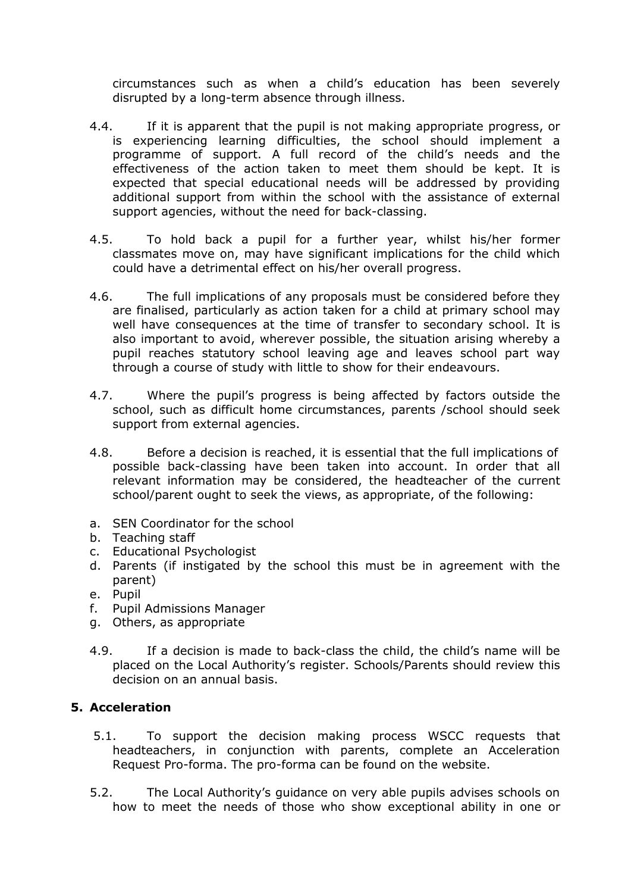circumstances such as when a child's education has been severely disrupted by a long-term absence through illness.

4.4. If it is apparent that the pupil is not making appropriate progress, or is experiencing learning difficulties, the school should implement a programme of support. A full record of the child's needs and the effectiveness of the action taken to meet them should be kept. It is expected that special educational needs will be addressed by providing additional support from within the school with the assistance of external support agencies, without the need for back-classing.

4.5. To hold back a pupil for a further year, whilst his/her former classmates move on, may have significant implications for the child which could have a detrimental effect on his/her overall progress.

4.6. The full implications of any proposals must be considered before they are finalised, particularly as action taken for a child at primary school may well have consequences at the time of transfer to secondary school. It is also important to avoid, wherever possible, the situation arising whereby a pupil reaches statutory school leaving age and leaves school part way through a course of study with little to show for their endeavours.

4.7. Where the pupil's progress is being affected by factors outside the school, such as difficult home circumstances, parents /school should seek support from external agencies.

4.8. Before a decision is reached, it is essential that the full implications of possible back-classing have been taken into account. In order that all relevant information may be considered, the headteacher of the current school/parent ought to seek the views, as appropriate, of the following:

a. SEN Coordinator for the school
b. Teaching staff
c. Educational Psychologist
d. Parents (if instigated by the school this must be in agreement with the parent)
e. Pupil
f. Pupil Admissions Manager
g. Others, as appropriate

4.9. If a decision is made to back-class the child, the child's name will be placed on the Local Authority's register. Schools/Parents should review this decision on an annual basis.

## 5. Acceleration

5.1. To support the decision making process WSCC requests that headteachers, in conjunction with parents, complete an Acceleration Request Pro-forma. The pro-forma can be found on the website.

5.2. The Local Authority's guidance on very able pupils advises schools on how to meet the needs of those who show exceptional ability in one or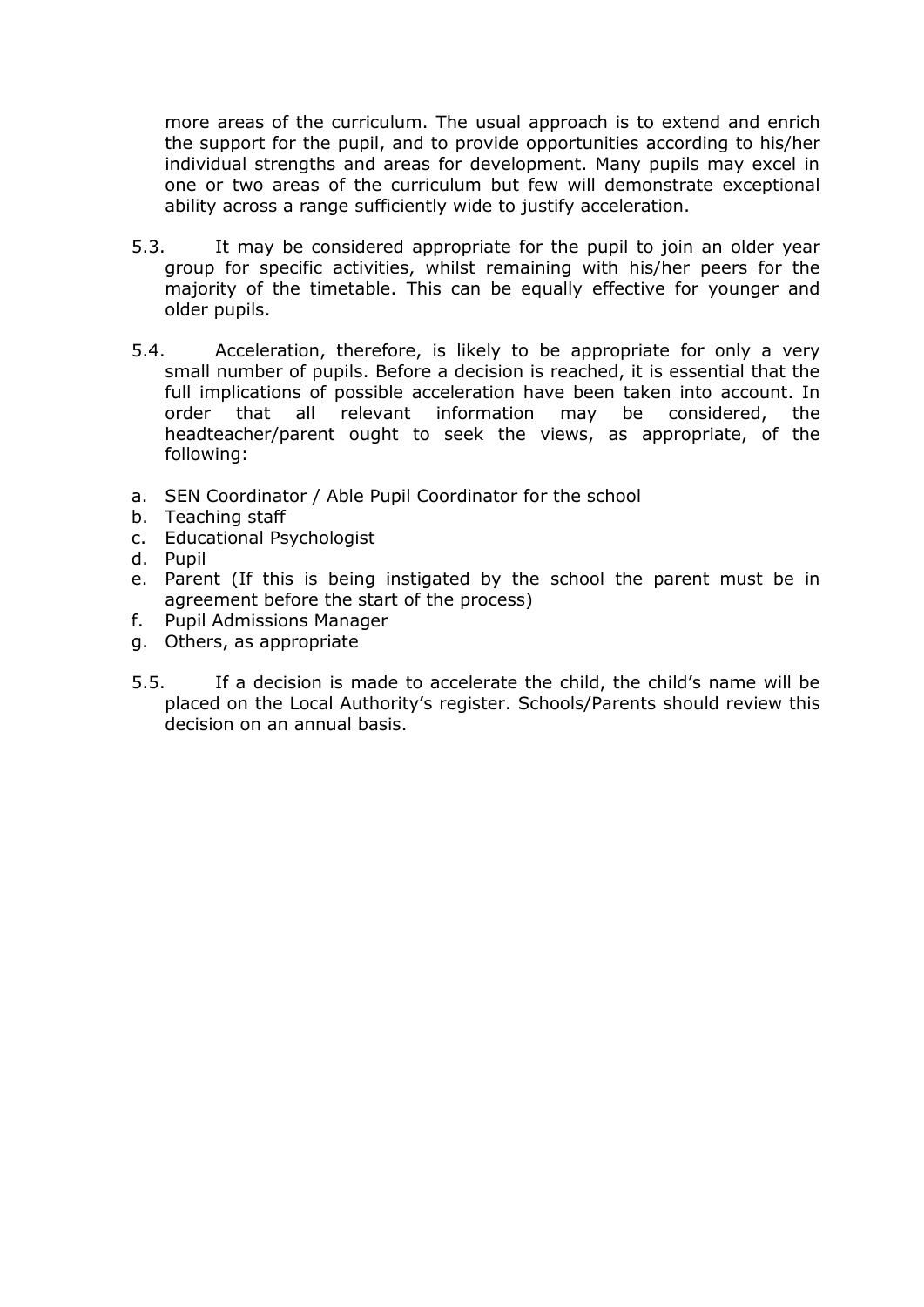more areas of the curriculum. The usual approach is to extend and enrich the support for the pupil, and to provide opportunities according to his/her individual strengths and areas for development. Many pupils may excel in one or two areas of the curriculum but few will demonstrate exceptional ability across a range sufficiently wide to justify acceleration.

5.3. It may be considered appropriate for the pupil to join an older year group for specific activities, whilst remaining with his/her peers for the majority of the timetable. This can be equally effective for younger and older pupils.

5.4. Acceleration, therefore, is likely to be appropriate for only a very small number of pupils. Before a decision is reached, it is essential that the full implications of possible acceleration have been taken into account. In order that all relevant information may be considered, the headteacher/parent ought to seek the views, as appropriate, of the following:

a. SEN Coordinator / Able Pupil Coordinator for the school
b. Teaching staff
c. Educational Psychologist
d. Pupil
e. Parent (If this is being instigated by the school the parent must be in agreement before the start of the process)
f. Pupil Admissions Manager
g. Others, as appropriate

5.5. If a decision is made to accelerate the child, the child's name will be placed on the Local Authority's register. Schools/Parents should review this decision on an annual basis.